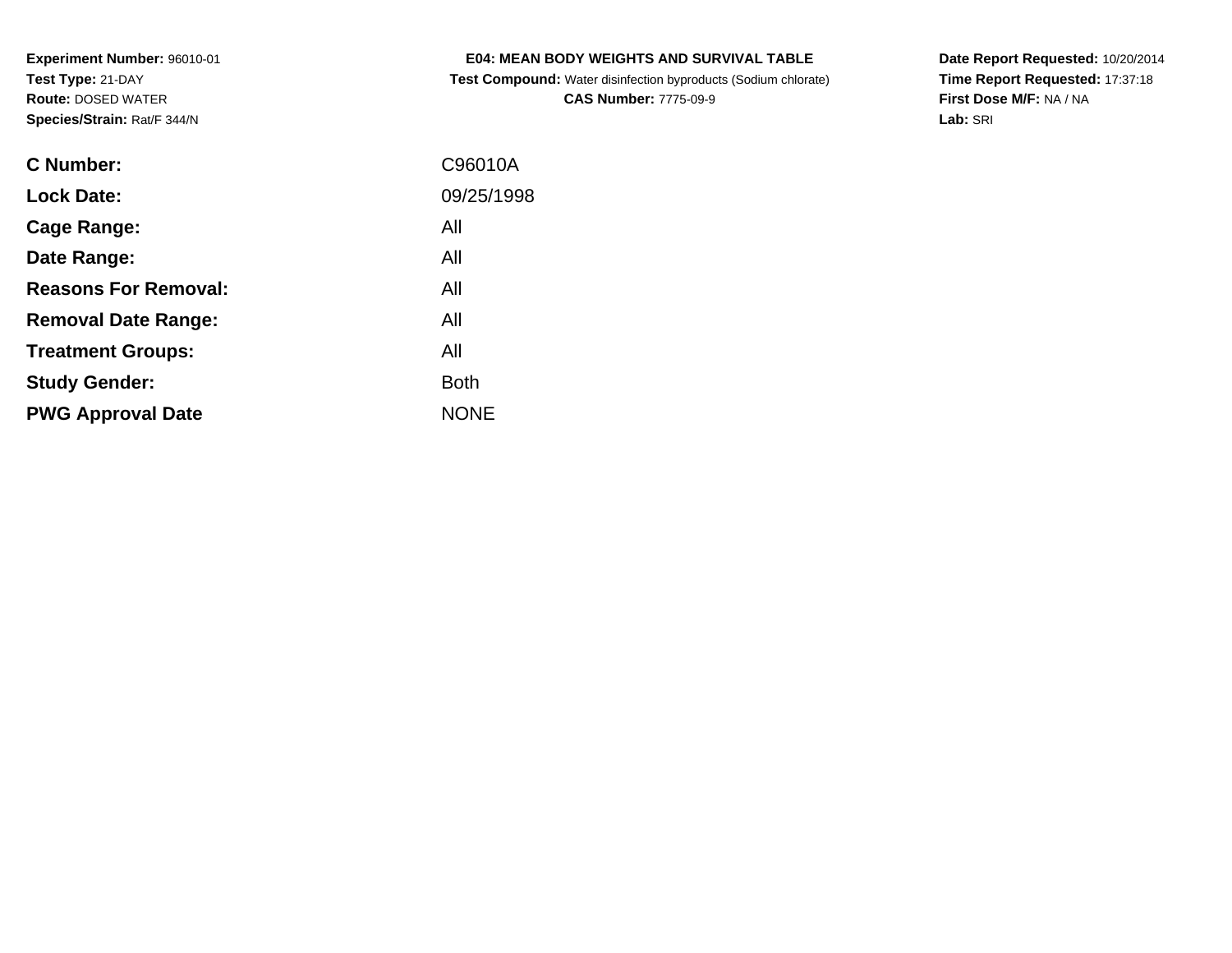**Experiment Number:** 96010-01
**Test Type:** 21-DAY
**Route:** DOSED WATER
**Species/Strain:** Rat/F 344/N

**E04: MEAN BODY WEIGHTS AND SURVIVAL TABLE**
**Test Compound:** Water disinfection byproducts (Sodium chlorate)
**CAS Number:** 7775-09-9

**Date Report Requested:** 10/20/2014
**Time Report Requested:** 17:37:18
**First Dose M/F:** NA / NA
**Lab:** SRI

| | |
|---|---|
| **C Number:** | C96010A |
| **Lock Date:** | 09/25/1998 |
| **Cage Range:** | All |
| **Date Range:** | All |
| **Reasons For Removal:** | All |
| **Removal Date Range:** | All |
| **Treatment Groups:** | All |
| **Study Gender:** | Both |
| **PWG Approval Date** | NONE |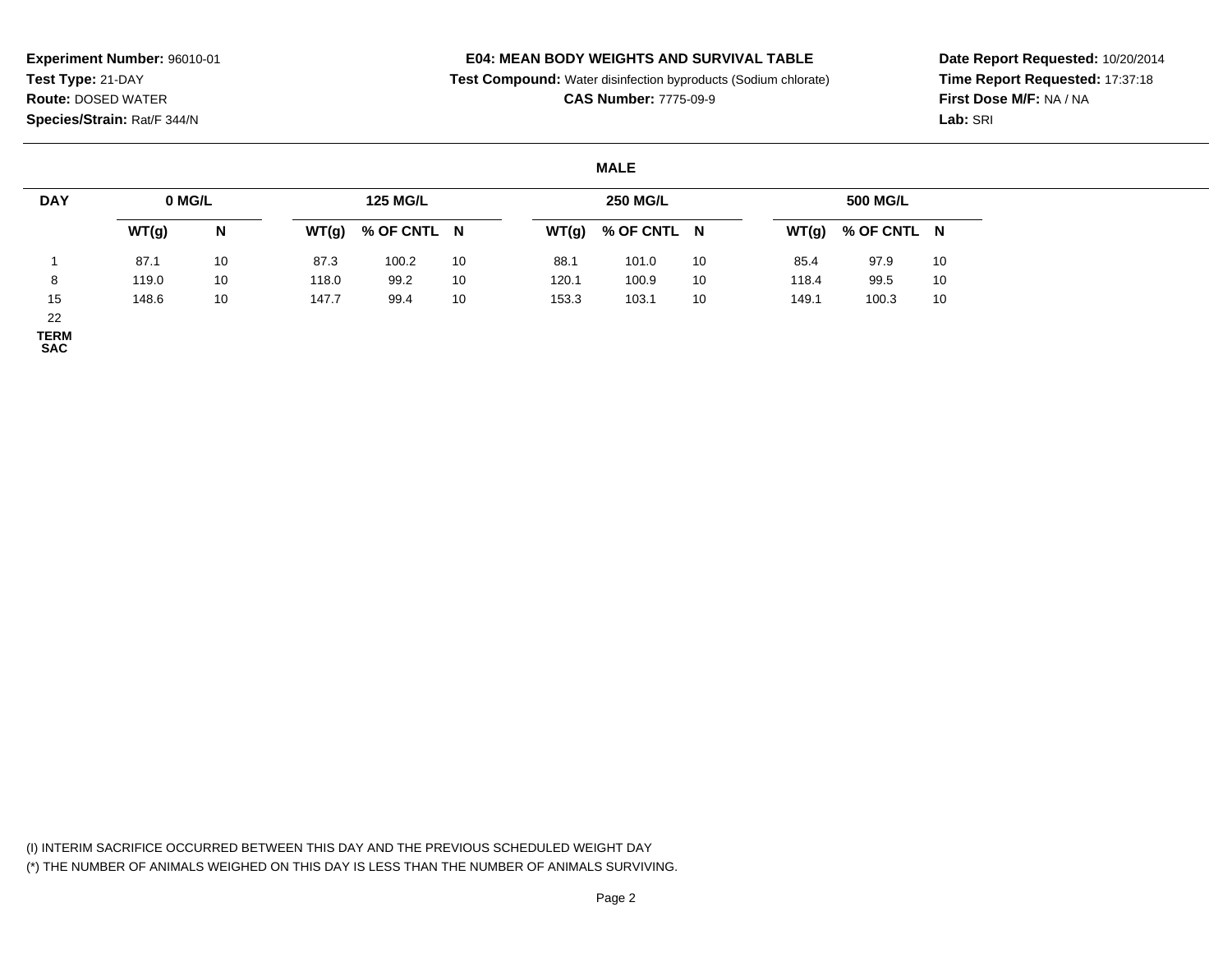**Experiment Number:** 96010-01
**Test Type:** 21-DAY
**Route:** DOSED WATER
**Species/Strain:** Rat/F 344/N

**E04: MEAN BODY WEIGHTS AND SURVIVAL TABLE**
**Test Compound:** Water disinfection byproducts (Sodium chlorate)
**CAS Number:** 7775-09-9

**Date Report Requested:** 10/20/2014
**Time Report Requested:** 17:37:18
**First Dose M/F:** NA / NA
**Lab:** SRI

## MALE

| DAY | 0 MG/L | | 125 MG/L | | | 250 MG/L | | | 500 MG/L | | |
|---|---|---|---|---|---|---|---|---|---|---|---|
| | WT(g) | N | WT(g) | % OF CNTL | N | WT(g) | % OF CNTL | N | WT(g) | % OF CNTL | N |
| 1 | 87.1 | 10 | 87.3 | 100.2 | 10 | 88.1 | 101.0 | 10 | 85.4 | 97.9 | 10 |
| 8 | 119.0 | 10 | 118.0 | 99.2 | 10 | 120.1 | 100.9 | 10 | 118.4 | 99.5 | 10 |
| 15 | 148.6 | 10 | 147.7 | 99.4 | 10 | 153.3 | 103.1 | 10 | 149.1 | 100.3 | 10 |
| 22 | | | | | | | | | | | |
| TERM SAC | | | | | | | | | | | |

(I) INTERIM SACRIFICE OCCURRED BETWEEN THIS DAY AND THE PREVIOUS SCHEDULED WEIGHT DAY
(*) THE NUMBER OF ANIMALS WEIGHED ON THIS DAY IS LESS THAN THE NUMBER OF ANIMALS SURVIVING.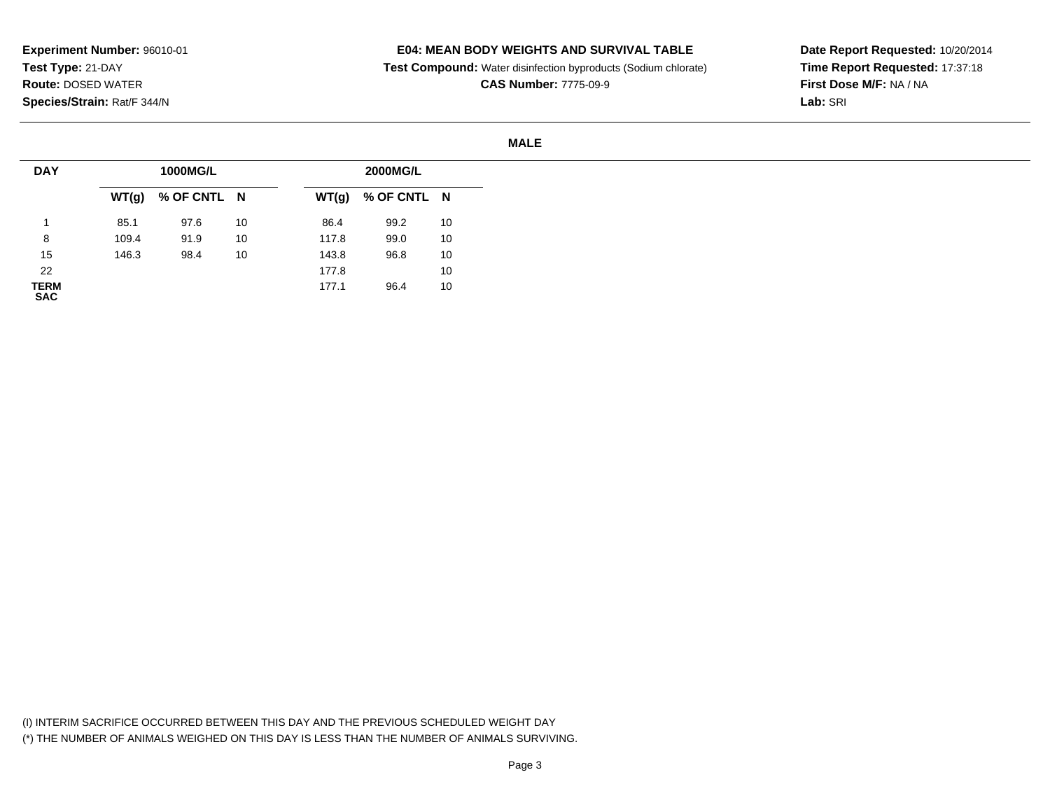**Experiment Number:** 96010-01
**Test Type:** 21-DAY
**Route:** DOSED WATER
**Species/Strain:** Rat/F 344/N

**E04: MEAN BODY WEIGHTS AND SURVIVAL TABLE**
**Test Compound:** Water disinfection byproducts (Sodium chlorate)
**CAS Number:** 7775-09-9

**Date Report Requested:** 10/20/2014
**Time Report Requested:** 17:37:18
**First Dose M/F:** NA / NA
**Lab:** SRI

**MALE**

| DAY | 1000MG/L | | | 2000MG/L | | |
|---|---|---|---|---|---|---|
| | WT(g) | % OF CNTL | N | WT(g) | % OF CNTL | N |
| 1 | 85.1 | 97.6 | 10 | 86.4 | 99.2 | 10 |
| 8 | 109.4 | 91.9 | 10 | 117.8 | 99.0 | 10 |
| 15 | 146.3 | 98.4 | 10 | 143.8 | 96.8 | 10 |
| 22 | | | | 177.8 | | 10 |
| TERM SAC | | | | 177.1 | 96.4 | 10 |

(I) INTERIM SACRIFICE OCCURRED BETWEEN THIS DAY AND THE PREVIOUS SCHEDULED WEIGHT DAY
(*) THE NUMBER OF ANIMALS WEIGHED ON THIS DAY IS LESS THAN THE NUMBER OF ANIMALS SURVIVING.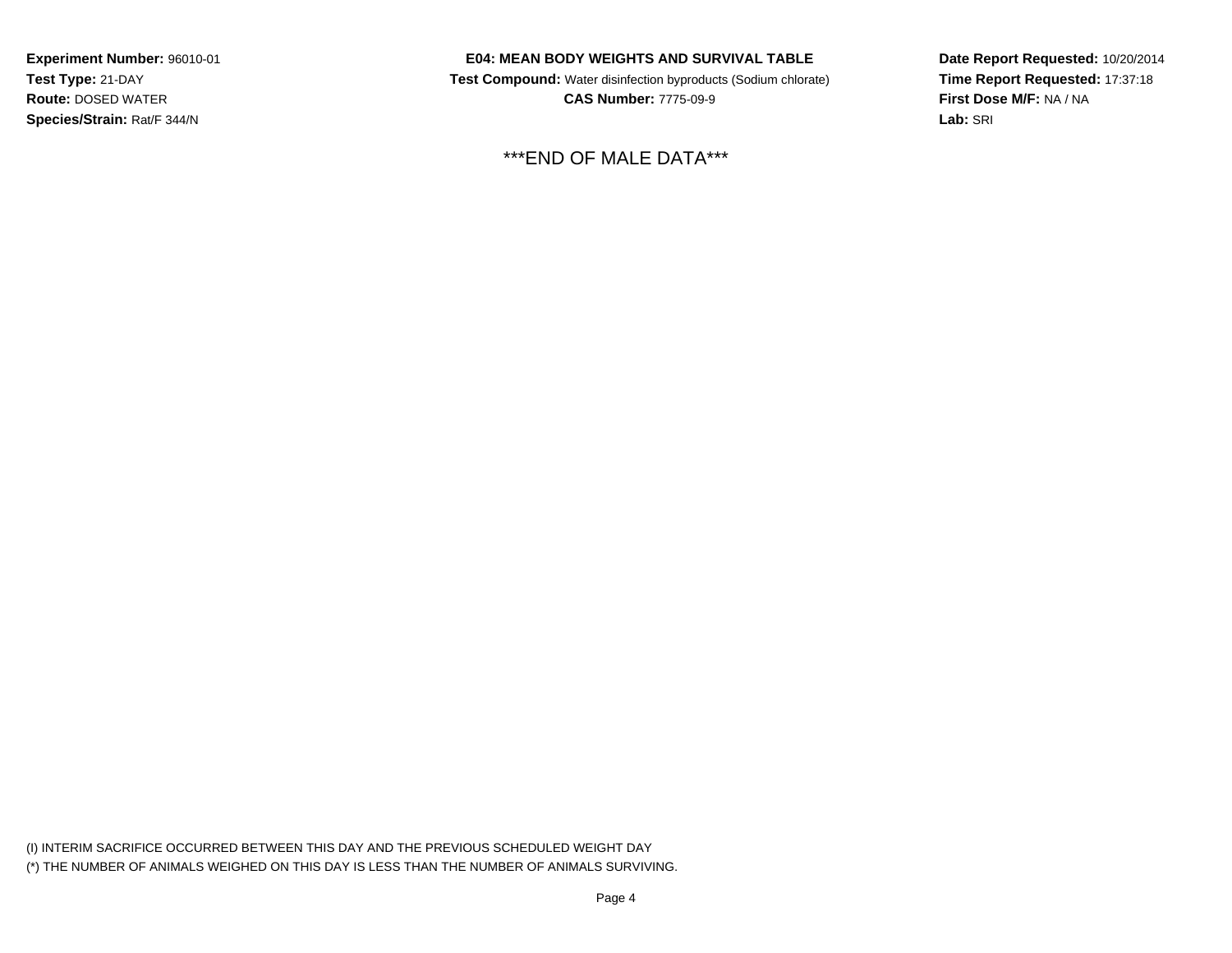**Experiment Number:** 96010-01
**Test Type:** 21-DAY
**Route:** DOSED WATER
**Species/Strain:** Rat/F 344/N

**E04: MEAN BODY WEIGHTS AND SURVIVAL TABLE**
**Test Compound:** Water disinfection byproducts (Sodium chlorate)
**CAS Number:** 7775-09-9

**Date Report Requested:** 10/20/2014
**Time Report Requested:** 17:37:18
**First Dose M/F:** NA / NA
**Lab:** SRI

***END OF MALE DATA***

(I) INTERIM SACRIFICE OCCURRED BETWEEN THIS DAY AND THE PREVIOUS SCHEDULED WEIGHT DAY
(*) THE NUMBER OF ANIMALS WEIGHED ON THIS DAY IS LESS THAN THE NUMBER OF ANIMALS SURVIVING.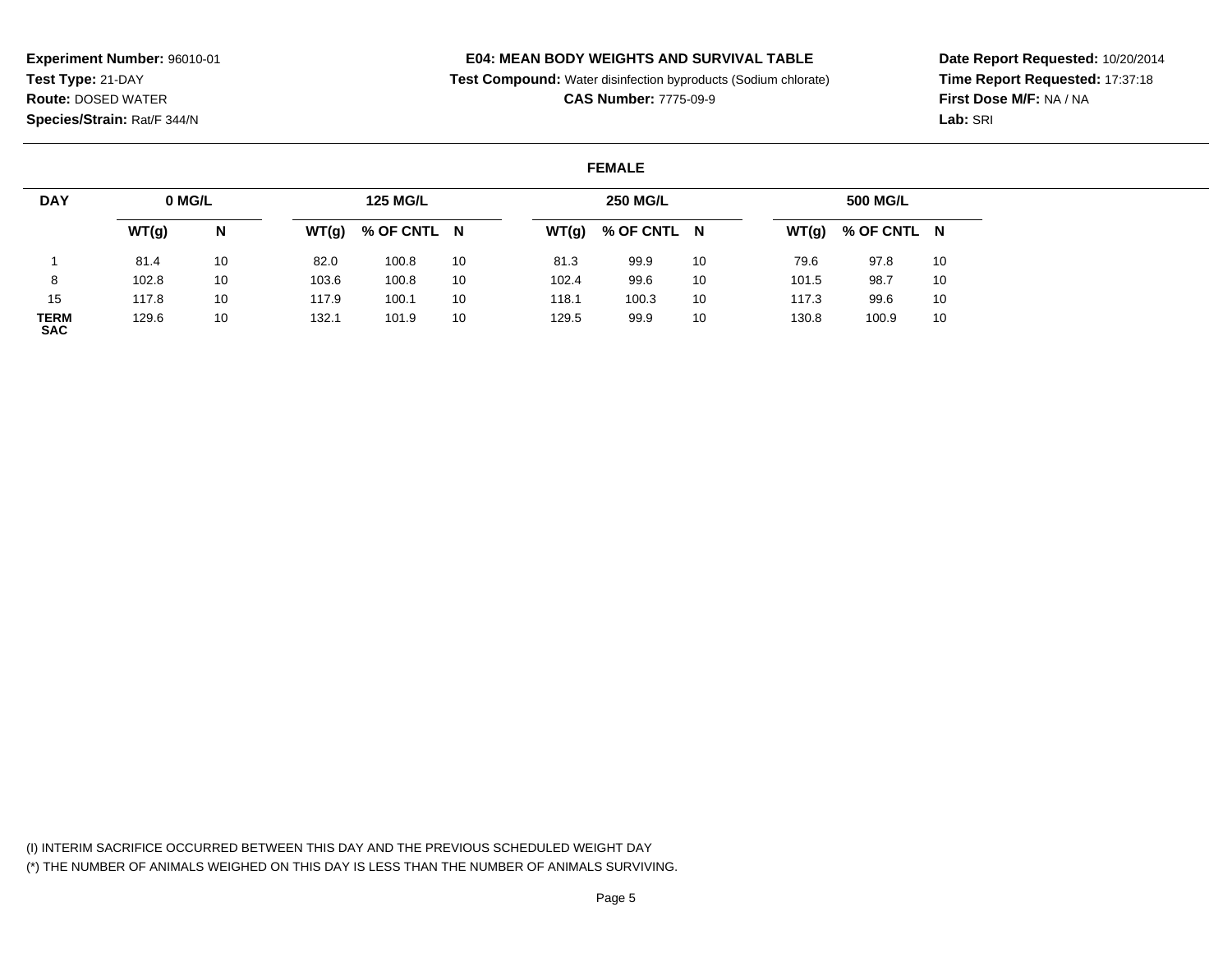**Experiment Number:** 96010-01
**Test Type:** 21-DAY
**Route:** DOSED WATER
**Species/Strain:** Rat/F 344/N

**E04: MEAN BODY WEIGHTS AND SURVIVAL TABLE**
**Test Compound:** Water disinfection byproducts (Sodium chlorate)
**CAS Number:** 7775-09-9

**Date Report Requested:** 10/20/2014
**Time Report Requested:** 17:37:18
**First Dose M/F:** NA / NA
**Lab:** SRI

**FEMALE**

| DAY | 0 MG/L | | 125 MG/L | | | 250 MG/L | | | 500 MG/L | | |
|---|---|---|---|---|---|---|---|---|---|---|---|
| | WT(g) | N | WT(g) | % OF CNTL | N | WT(g) | % OF CNTL | N | WT(g) | % OF CNTL | N |
| 1 | 81.4 | 10 | 82.0 | 100.8 | 10 | 81.3 | 99.9 | 10 | 79.6 | 97.8 | 10 |
| 8 | 102.8 | 10 | 103.6 | 100.8 | 10 | 102.4 | 99.6 | 10 | 101.5 | 98.7 | 10 |
| 15 | 117.8 | 10 | 117.9 | 100.1 | 10 | 118.1 | 100.3 | 10 | 117.3 | 99.6 | 10 |
| TERM SAC | 129.6 | 10 | 132.1 | 101.9 | 10 | 129.5 | 99.9 | 10 | 130.8 | 100.9 | 10 |

(I) INTERIM SACRIFICE OCCURRED BETWEEN THIS DAY AND THE PREVIOUS SCHEDULED WEIGHT DAY
(*) THE NUMBER OF ANIMALS WEIGHED ON THIS DAY IS LESS THAN THE NUMBER OF ANIMALS SURVIVING.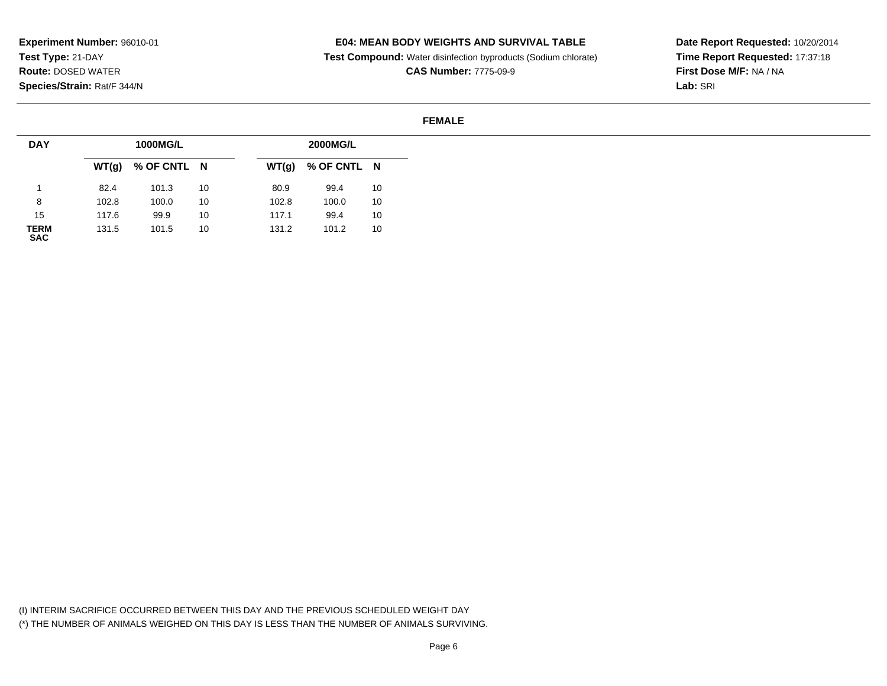**Experiment Number:** 96010-01
**Test Type:** 21-DAY
**Route:** DOSED WATER
**Species/Strain:** Rat/F 344/N

**E04: MEAN BODY WEIGHTS AND SURVIVAL TABLE**
**Test Compound:** Water disinfection byproducts (Sodium chlorate)
**CAS Number:** 7775-09-9

**Date Report Requested:** 10/20/2014
**Time Report Requested:** 17:37:18
**First Dose M/F:** NA / NA
**Lab:** SRI

**FEMALE**

| DAY | 1000MG/L | | | 2000MG/L | | |
|---|---|---|---|---|---|---|
| | WT(g) | % OF CNTL | N | WT(g) | % OF CNTL | N |
| 1 | 82.4 | 101.3 | 10 | 80.9 | 99.4 | 10 |
| 8 | 102.8 | 100.0 | 10 | 102.8 | 100.0 | 10 |
| 15 | 117.6 | 99.9 | 10 | 117.1 | 99.4 | 10 |
| TERM SAC | 131.5 | 101.5 | 10 | 131.2 | 101.2 | 10 |

(I) INTERIM SACRIFICE OCCURRED BETWEEN THIS DAY AND THE PREVIOUS SCHEDULED WEIGHT DAY
(*) THE NUMBER OF ANIMALS WEIGHED ON THIS DAY IS LESS THAN THE NUMBER OF ANIMALS SURVIVING.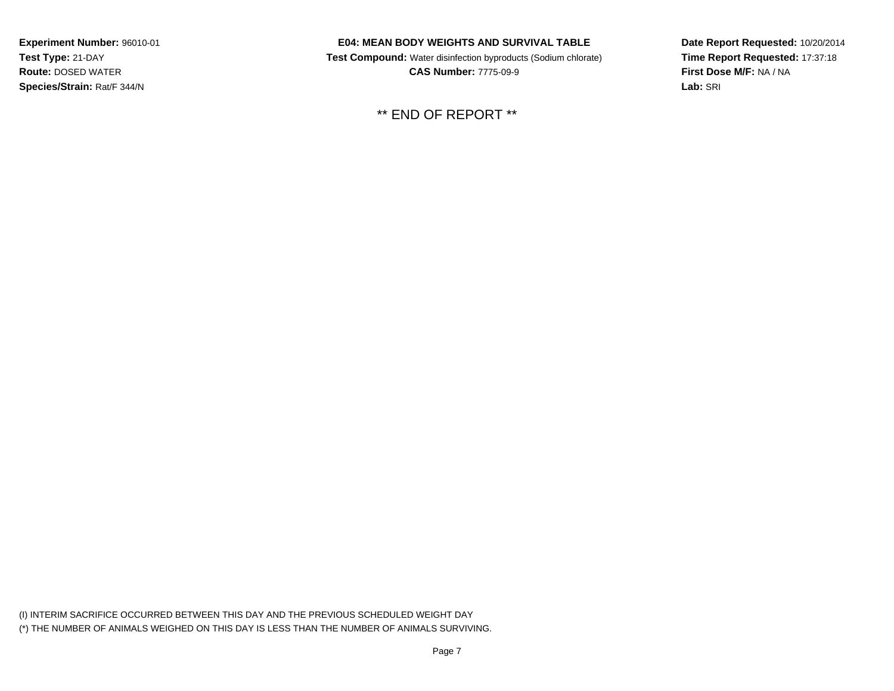**Experiment Number:** 96010-01
**Test Type:** 21-DAY
**Route:** DOSED WATER
**Species/Strain:** Rat/F 344/N

**E04: MEAN BODY WEIGHTS AND SURVIVAL TABLE**
**Test Compound:** Water disinfection byproducts (Sodium chlorate)
**CAS Number:** 7775-09-9

**Date Report Requested:** 10/20/2014
**Time Report Requested:** 17:37:18
**First Dose M/F:** NA / NA
**Lab:** SRI

** END OF REPORT **

(I) INTERIM SACRIFICE OCCURRED BETWEEN THIS DAY AND THE PREVIOUS SCHEDULED WEIGHT DAY
(*) THE NUMBER OF ANIMALS WEIGHED ON THIS DAY IS LESS THAN THE NUMBER OF ANIMALS SURVIVING.